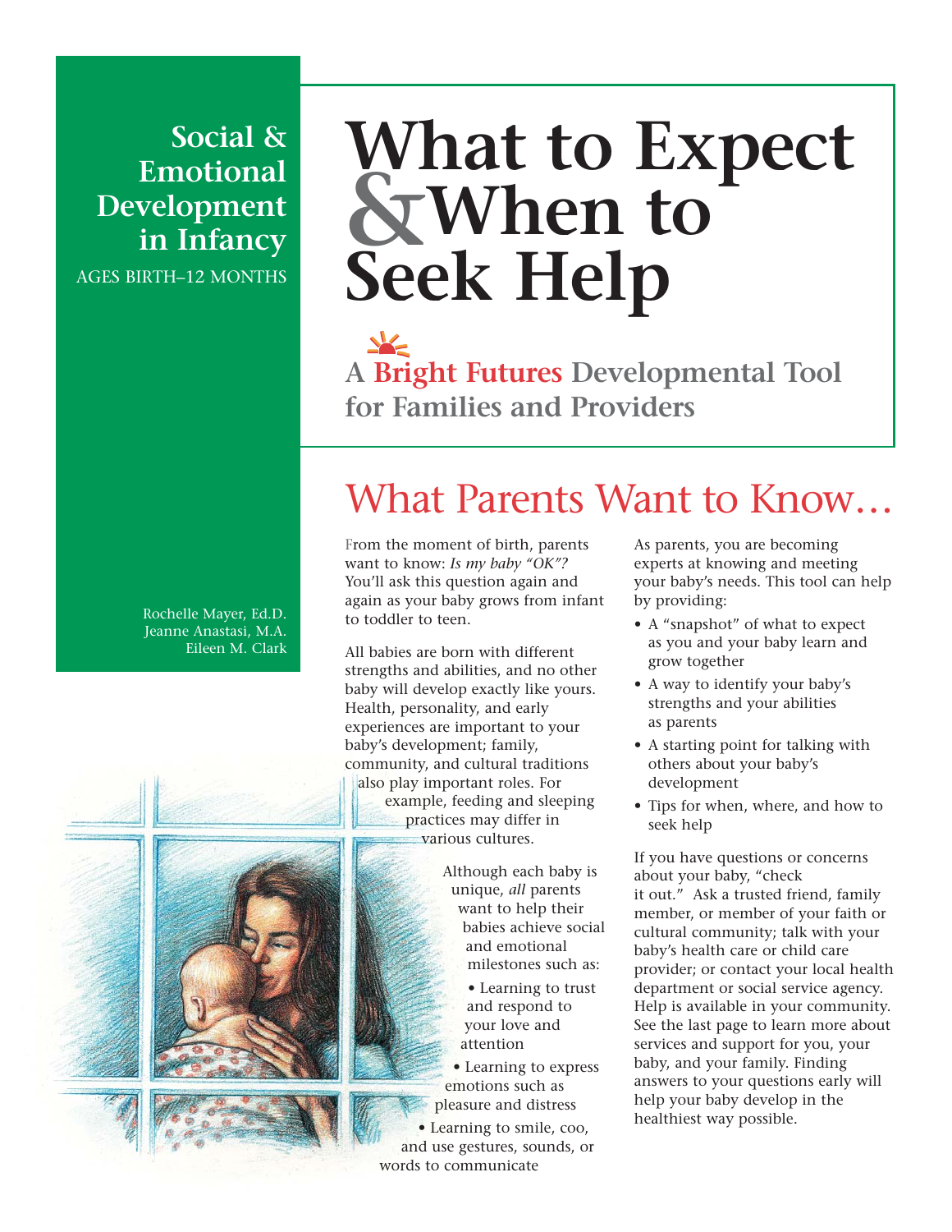**Social & Emotional Development in Infancy**

AGES BIRTH–12 MONTHS

# What to Expect & When to Seek Help

## A Bright Futures Developmental Tool for Families and Providers

Rochelle Mayer, Ed.D.
Jeanne Anastasi, M.A.
Eileen M. Clark

## What Parents Want to Know…

From the moment of birth, parents want to know: *Is my baby "OK"?* You'll ask this question again and again as your baby grows from infant to toddler to teen.

All babies are born with different strengths and abilities, and no other baby will develop exactly like yours. Health, personality, and early experiences are important to your baby's development; family, community, and cultural traditions also play important roles. For example, feeding and sleeping practices may differ in various cultures.

Although each baby is unique, *all* parents want to help their babies achieve social and emotional milestones such as:

- Learning to trust and respond to your love and attention
- Learning to express emotions such as pleasure and distress
- Learning to smile, coo, and use gestures, sounds, or words to communicate

As parents, you are becoming experts at knowing and meeting your baby's needs. This tool can help by providing:

- A "snapshot" of what to expect as you and your baby learn and grow together
- A way to identify your baby's strengths and your abilities as parents
- A starting point for talking with others about your baby's development
- Tips for when, where, and how to seek help

If you have questions or concerns about your baby, "check it out." Ask a trusted friend, family member, or member of your faith or cultural community; talk with your baby's health care or child care provider; or contact your local health department or social service agency. Help is available in your community. See the last page to learn more about services and support for you, your baby, and your family. Finding answers to your questions early will help your baby develop in the healthiest way possible.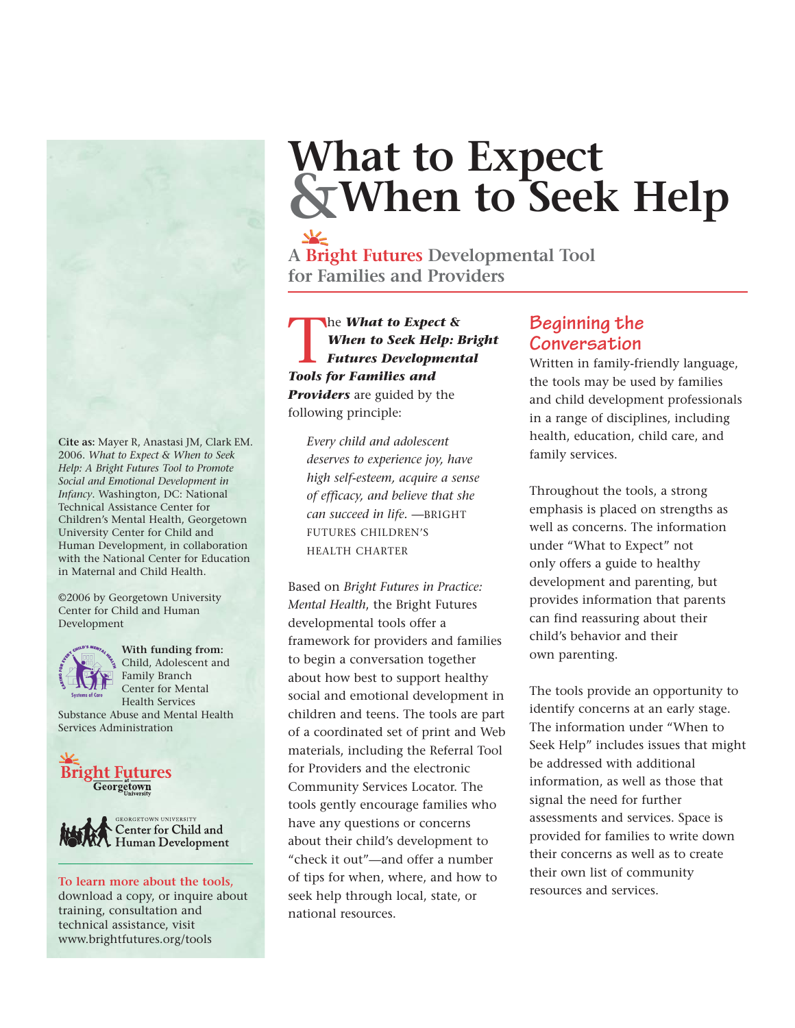# What to Expect & When to Seek Help

## A Bright Futures Developmental Tool for Families and Providers

The ***What to Expect & When to Seek Help: Bright Futures Developmental Tools for Families and Providers*** are guided by the following principle:

> *Every child and adolescent deserves to experience joy, have high self-esteem, acquire a sense of efficacy, and believe that she can succeed in life.* —BRIGHT FUTURES CHILDREN'S HEALTH CHARTER

Based on *Bright Futures in Practice: Mental Health*, the Bright Futures developmental tools offer a framework for providers and families to begin a conversation together about how best to support healthy social and emotional development in children and teens. The tools are part of a coordinated set of print and Web materials, including the Referral Tool for Providers and the electronic Community Services Locator. The tools gently encourage families who have any questions or concerns about their child's development to "check it out"—and offer a number of tips for when, where, and how to seek help through local, state, or national resources.

### Beginning the Conversation

Written in family-friendly language, the tools may be used by families and child development professionals in a range of disciplines, including health, education, child care, and family services.

Throughout the tools, a strong emphasis is placed on strengths as well as concerns. The information under "What to Expect" not only offers a guide to healthy development and parenting, but provides information that parents can find reassuring about their child's behavior and their own parenting.

The tools provide an opportunity to identify concerns at an early stage. The information under "When to Seek Help" includes issues that might be addressed with additional information, as well as those that signal the need for further assessments and services. Space is provided for families to write down their concerns as well as to create their own list of community resources and services.

---

**Cite as:** Mayer R, Anastasi JM, Clark EM. 2006. *What to Expect & When to Seek Help: A Bright Futures Tool to Promote Social and Emotional Development in Infancy*. Washington, DC: National Technical Assistance Center for Children's Mental Health, Georgetown University Center for Child and Human Development, in collaboration with the National Center for Education in Maternal and Child Health.

©2006 by Georgetown University Center for Child and Human Development

**With funding from:** Child, Adolescent and Family Branch Center for Mental Health Services Substance Abuse and Mental Health Services Administration

Bright Futures at Georgetown University

Georgetown University Center for Child and Human Development

**To learn more about the tools,** download a copy, or inquire about training, consultation and technical assistance, visit www.brightfutures.org/tools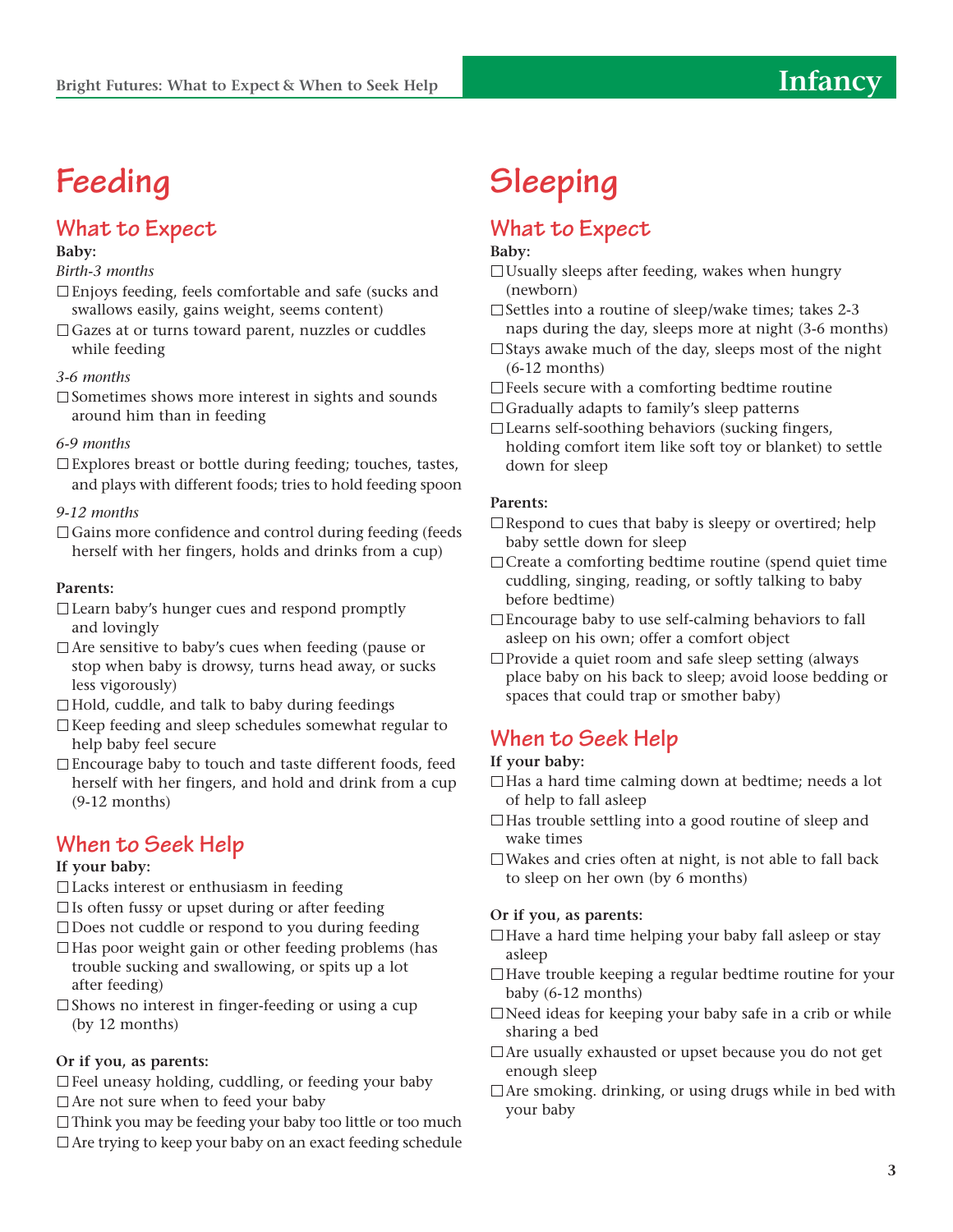# Feeding

## What to Expect

**Baby:**

*Birth-3 months*

- ☐ Enjoys feeding, feels comfortable and safe (sucks and swallows easily, gains weight, seems content)
- ☐ Gazes at or turns toward parent, nuzzles or cuddles while feeding

*3-6 months*

- ☐ Sometimes shows more interest in sights and sounds around him than in feeding

*6-9 months*

- ☐ Explores breast or bottle during feeding; touches, tastes, and plays with different foods; tries to hold feeding spoon

*9-12 months*

- ☐ Gains more confidence and control during feeding (feeds herself with her fingers, holds and drinks from a cup)

**Parents:**

- ☐ Learn baby's hunger cues and respond promptly and lovingly
- ☐ Are sensitive to baby's cues when feeding (pause or stop when baby is drowsy, turns head away, or sucks less vigorously)
- ☐ Hold, cuddle, and talk to baby during feedings
- ☐ Keep feeding and sleep schedules somewhat regular to help baby feel secure
- ☐ Encourage baby to touch and taste different foods, feed herself with her fingers, and hold and drink from a cup (9-12 months)

## When to Seek Help

**If your baby:**

- ☐ Lacks interest or enthusiasm in feeding
- ☐ Is often fussy or upset during or after feeding
- ☐ Does not cuddle or respond to you during feeding
- ☐ Has poor weight gain or other feeding problems (has trouble sucking and swallowing, or spits up a lot after feeding)
- ☐ Shows no interest in finger-feeding or using a cup (by 12 months)

**Or if you, as parents:**

- ☐ Feel uneasy holding, cuddling, or feeding your baby
- ☐ Are not sure when to feed your baby
- ☐ Think you may be feeding your baby too little or too much
- ☐ Are trying to keep your baby on an exact feeding schedule

# Sleeping

## What to Expect

**Baby:**

- ☐ Usually sleeps after feeding, wakes when hungry (newborn)
- ☐ Settles into a routine of sleep/wake times; takes 2-3 naps during the day, sleeps more at night (3-6 months)
- ☐ Stays awake much of the day, sleeps most of the night (6-12 months)
- ☐ Feels secure with a comforting bedtime routine
- ☐ Gradually adapts to family's sleep patterns
- ☐ Learns self-soothing behaviors (sucking fingers, holding comfort item like soft toy or blanket) to settle down for sleep

**Parents:**

- ☐ Respond to cues that baby is sleepy or overtired; help baby settle down for sleep
- ☐ Create a comforting bedtime routine (spend quiet time cuddling, singing, reading, or softly talking to baby before bedtime)
- ☐ Encourage baby to use self-calming behaviors to fall asleep on his own; offer a comfort object
- ☐ Provide a quiet room and safe sleep setting (always place baby on his back to sleep; avoid loose bedding or spaces that could trap or smother baby)

## When to Seek Help

**If your baby:**

- ☐ Has a hard time calming down at bedtime; needs a lot of help to fall asleep
- ☐ Has trouble settling into a good routine of sleep and wake times
- ☐ Wakes and cries often at night, is not able to fall back to sleep on her own (by 6 months)

**Or if you, as parents:**

- ☐ Have a hard time helping your baby fall asleep or stay asleep
- ☐ Have trouble keeping a regular bedtime routine for your baby (6-12 months)
- ☐ Need ideas for keeping your baby safe in a crib or while sharing a bed
- ☐ Are usually exhausted or upset because you do not get enough sleep
- ☐ Are smoking. drinking, or using drugs while in bed with your baby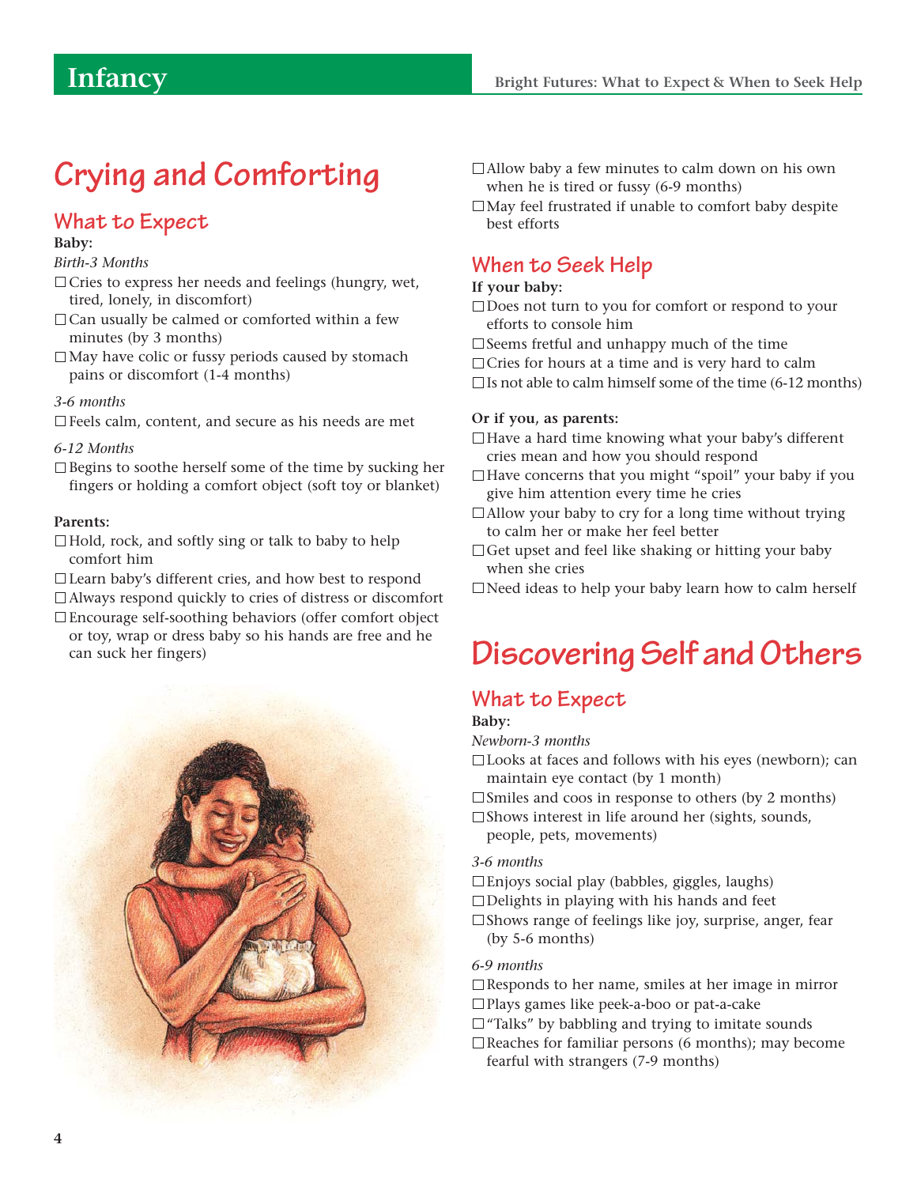# Crying and Comforting

## What to Expect

**Baby:**

*Birth-3 Months*

- ☐ Cries to express her needs and feelings (hungry, wet, tired, lonely, in discomfort)
- ☐ Can usually be calmed or comforted within a few minutes (by 3 months)
- ☐ May have colic or fussy periods caused by stomach pains or discomfort (1-4 months)

*3-6 months*

- ☐ Feels calm, content, and secure as his needs are met

*6-12 Months*

- ☐ Begins to soothe herself some of the time by sucking her fingers or holding a comfort object (soft toy or blanket)

**Parents:**

- ☐ Hold, rock, and softly sing or talk to baby to help comfort him
- ☐ Learn baby's different cries, and how best to respond
- ☐ Always respond quickly to cries of distress or discomfort
- ☐ Encourage self-soothing behaviors (offer comfort object or toy, wrap or dress baby so his hands are free and he can suck her fingers)
- ☐ Allow baby a few minutes to calm down on his own when he is tired or fussy (6-9 months)
- ☐ May feel frustrated if unable to comfort baby despite best efforts

## When to Seek Help

**If your baby:**

- ☐ Does not turn to you for comfort or respond to your efforts to console him
- ☐ Seems fretful and unhappy much of the time
- ☐ Cries for hours at a time and is very hard to calm
- ☐ Is not able to calm himself some of the time (6-12 months)

**Or if you, as parents:**

- ☐ Have a hard time knowing what your baby's different cries mean and how you should respond
- ☐ Have concerns that you might "spoil" your baby if you give him attention every time he cries
- ☐ Allow your baby to cry for a long time without trying to calm her or make her feel better
- ☐ Get upset and feel like shaking or hitting your baby when she cries
- ☐ Need ideas to help your baby learn how to calm herself

# Discovering Self and Others

## What to Expect

**Baby:**

*Newborn-3 months*

- ☐ Looks at faces and follows with his eyes (newborn); can maintain eye contact (by 1 month)
- ☐ Smiles and coos in response to others (by 2 months)
- ☐ Shows interest in life around her (sights, sounds, people, pets, movements)

*3-6 months*

- ☐ Enjoys social play (babbles, giggles, laughs)
- ☐ Delights in playing with his hands and feet
- ☐ Shows range of feelings like joy, surprise, anger, fear (by 5-6 months)

*6-9 months*

- ☐ Responds to her name, smiles at her image in mirror
- ☐ Plays games like peek-a-boo or pat-a-cake
- ☐ "Talks" by babbling and trying to imitate sounds
- ☐ Reaches for familiar persons (6 months); may become fearful with strangers (7-9 months)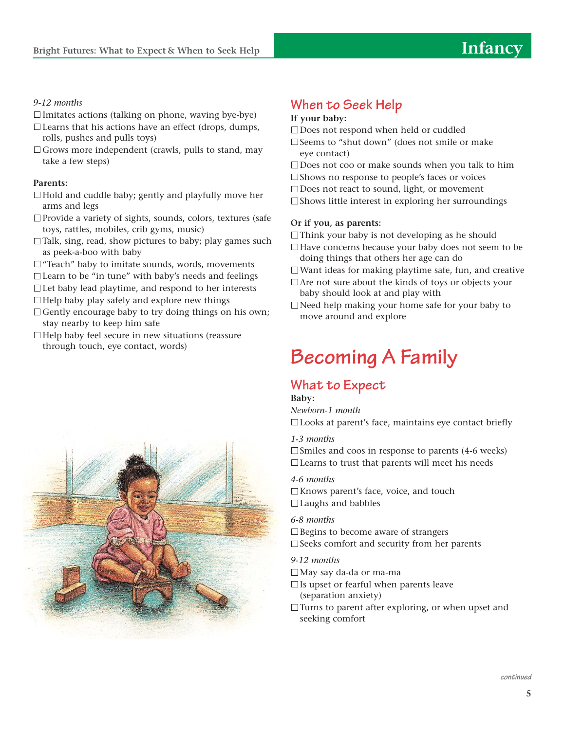*9-12 months*

- ☐ Imitates actions (talking on phone, waving bye-bye)
- ☐ Learns that his actions have an effect (drops, dumps, rolls, pushes and pulls toys)
- ☐ Grows more independent (crawls, pulls to stand, may take a few steps)

**Parents:**

- ☐ Hold and cuddle baby; gently and playfully move her arms and legs
- ☐ Provide a variety of sights, sounds, colors, textures (safe toys, rattles, mobiles, crib gyms, music)
- ☐ Talk, sing, read, show pictures to baby; play games such as peek-a-boo with baby
- ☐ "Teach" baby to imitate sounds, words, movements
- ☐ Learn to be "in tune" with baby's needs and feelings
- ☐ Let baby lead playtime, and respond to her interests
- ☐ Help baby play safely and explore new things
- ☐ Gently encourage baby to try doing things on his own; stay nearby to keep him safe
- ☐ Help baby feel secure in new situations (reassure through touch, eye contact, words)

## When to Seek Help

**If your baby:**

- ☐ Does not respond when held or cuddled
- ☐ Seems to "shut down" (does not smile or make eye contact)
- ☐ Does not coo or make sounds when you talk to him
- ☐ Shows no response to people's faces or voices
- ☐ Does not react to sound, light, or movement
- ☐ Shows little interest in exploring her surroundings

**Or if you, as parents:**

- ☐ Think your baby is not developing as he should
- ☐ Have concerns because your baby does not seem to be doing things that others her age can do
- ☐ Want ideas for making playtime safe, fun, and creative
- ☐ Are not sure about the kinds of toys or objects your baby should look at and play with
- ☐ Need help making your home safe for your baby to move around and explore

# Becoming A Family

## What to Expect

**Baby:**

*Newborn-1 month*

- ☐ Looks at parent's face, maintains eye contact briefly

*1-3 months*

- ☐ Smiles and coos in response to parents (4-6 weeks)
- ☐ Learns to trust that parents will meet his needs

*4-6 months*

- ☐ Knows parent's face, voice, and touch
- ☐ Laughs and babbles

*6-8 months*

- ☐ Begins to become aware of strangers
- ☐ Seeks comfort and security from her parents

*9-12 months*

- ☐ May say da-da or ma-ma
- ☐ Is upset or fearful when parents leave (separation anxiety)
- ☐ Turns to parent after exploring, or when upset and seeking comfort

*continued*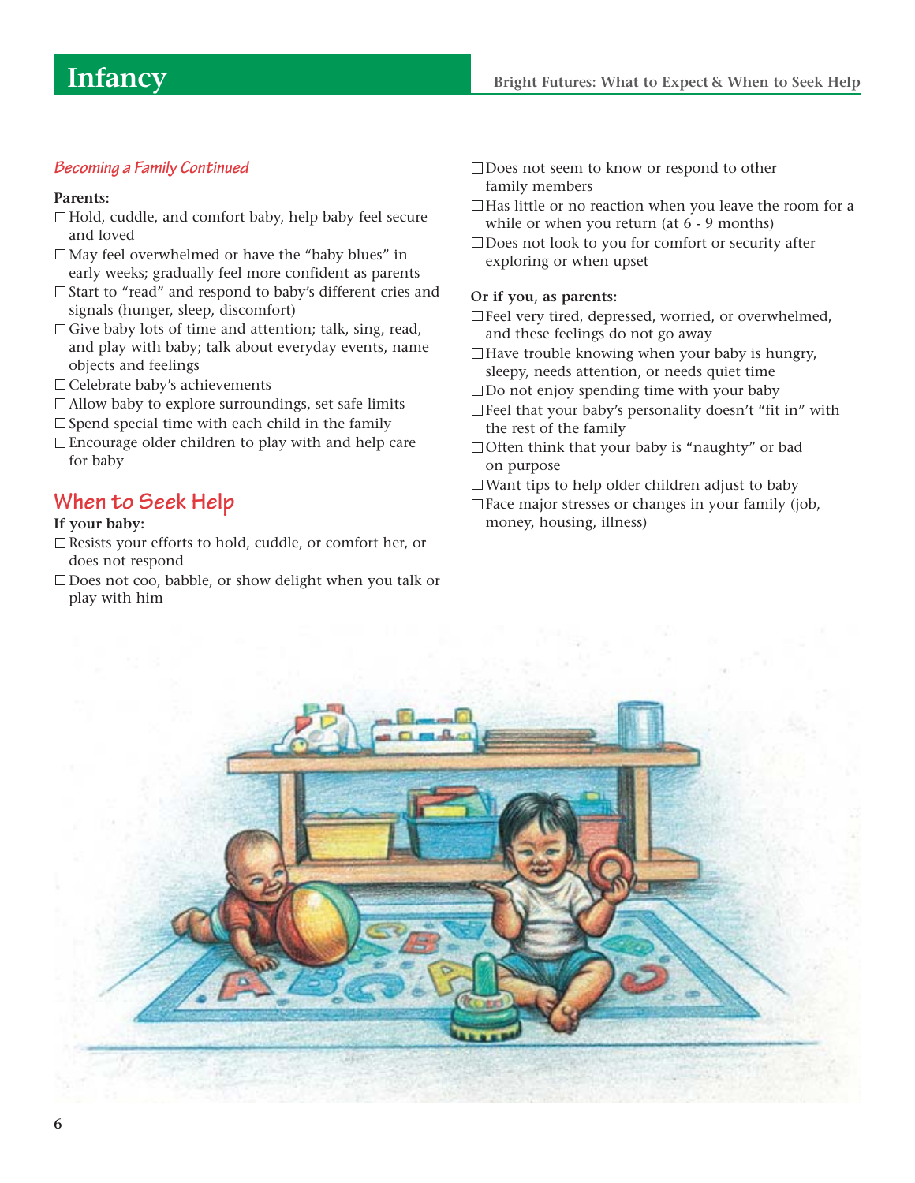*Becoming a Family Continued*

**Parents:**

- ☐ Hold, cuddle, and comfort baby, help baby feel secure and loved
- ☐ May feel overwhelmed or have the "baby blues" in early weeks; gradually feel more confident as parents
- ☐ Start to "read" and respond to baby's different cries and signals (hunger, sleep, discomfort)
- ☐ Give baby lots of time and attention; talk, sing, read, and play with baby; talk about everyday events, name objects and feelings
- ☐ Celebrate baby's achievements
- ☐ Allow baby to explore surroundings, set safe limits
- ☐ Spend special time with each child in the family
- ☐ Encourage older children to play with and help care for baby

## When to Seek Help

**If your baby:**

- ☐ Resists your efforts to hold, cuddle, or comfort her, or does not respond
- ☐ Does not coo, babble, or show delight when you talk or play with him
- ☐ Does not seem to know or respond to other family members
- ☐ Has little or no reaction when you leave the room for a while or when you return (at 6 - 9 months)
- ☐ Does not look to you for comfort or security after exploring or when upset

**Or if you, as parents:**

- ☐ Feel very tired, depressed, worried, or overwhelmed, and these feelings do not go away
- ☐ Have trouble knowing when your baby is hungry, sleepy, needs attention, or needs quiet time
- ☐ Do not enjoy spending time with your baby
- ☐ Feel that your baby's personality doesn't "fit in" with the rest of the family
- ☐ Often think that your baby is "naughty" or bad on purpose
- ☐ Want tips to help older children adjust to baby
- ☐ Face major stresses or changes in your family (job, money, housing, illness)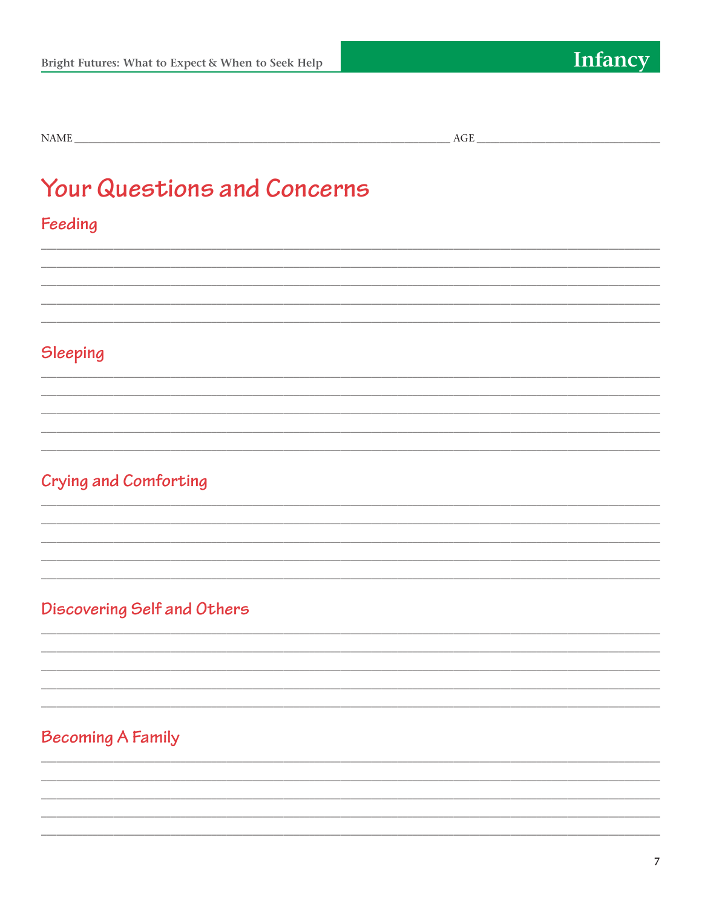NAME ______________________________________________ AGE ______________________

# Your Questions and Concerns

## Feeding

_______________________________________________________________________________
_______________________________________________________________________________
_______________________________________________________________________________
_______________________________________________________________________________
_______________________________________________________________________________

## Sleeping

_______________________________________________________________________________
_______________________________________________________________________________
_______________________________________________________________________________
_______________________________________________________________________________
_______________________________________________________________________________

## Crying and Comforting

_______________________________________________________________________________
_______________________________________________________________________________
_______________________________________________________________________________
_______________________________________________________________________________
_______________________________________________________________________________

## Discovering Self and Others

_______________________________________________________________________________
_______________________________________________________________________________
_______________________________________________________________________________
_______________________________________________________________________________
_______________________________________________________________________________

## Becoming A Family

_______________________________________________________________________________
_______________________________________________________________________________
_______________________________________________________________________________
_______________________________________________________________________________
_______________________________________________________________________________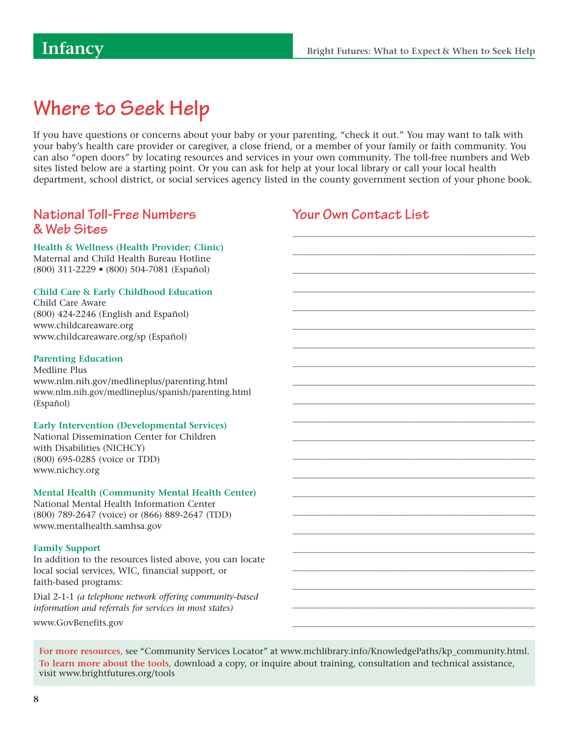# Infancy

# Where to Seek Help

If you have questions or concerns about your baby or your parenting, "check it out." You may want to talk with your baby's health care provider or caregiver, a close friend, or a member of your family or faith community. You can also "open doors" by locating resources and services in your own community. The toll-free numbers and Web sites listed below are a starting point. Or you can ask for help at your local library or call your local health department, school district, or social services agency listed in the county government section of your phone book.

## National Toll-Free Numbers & Web Sites

**Health & Wellness (Health Provider; Clinic)**
Maternal and Child Health Bureau Hotline
(800) 311-2229 • (800) 504-7081 (Español)

**Child Care & Early Childhood Education**
Child Care Aware
(800) 424-2246 (English and Español)
www.childcareaware.org
www.childcareaware.org/sp (Español)

**Parenting Education**
Medline Plus
www.nlm.nih.gov/medlineplus/parenting.html
www.nlm.nih.gov/medlineplus/spanish/parenting.html (Español)

**Early Intervention (Developmental Services)**
National Dissemination Center for Children with Disabilities (NICHCY)
(800) 695-0285 (voice or TDD)
www.nichcy.org

**Mental Health (Community Mental Health Center)**
National Mental Health Information Center
(800) 789-2647 (voice) or (866) 889-2647 (TDD)
www.mentalhealth.samhsa.gov

**Family Support**
In addition to the resources listed above, you can locate local social services, WIC, financial support, or faith-based programs:

Dial 2-1-1 *(a telephone network offering community-based information and referrals for services in most states)*

www.GovBenefits.gov

## Your Own Contact List

______________________________________________

______________________________________________

______________________________________________

______________________________________________

______________________________________________

______________________________________________

______________________________________________

______________________________________________

______________________________________________

______________________________________________

______________________________________________

______________________________________________

______________________________________________

______________________________________________

______________________________________________

______________________________________________

______________________________________________

______________________________________________

______________________________________________

______________________________________________

______________________________________________

______________________________________________

**For more resources,** see "Community Services Locator" at www.mchlibrary.info/KnowledgePaths/kp_community.html.
**To learn more about the tools,** download a copy, or inquire about training, consultation and technical assistance, visit www.brightfutures.org/tools